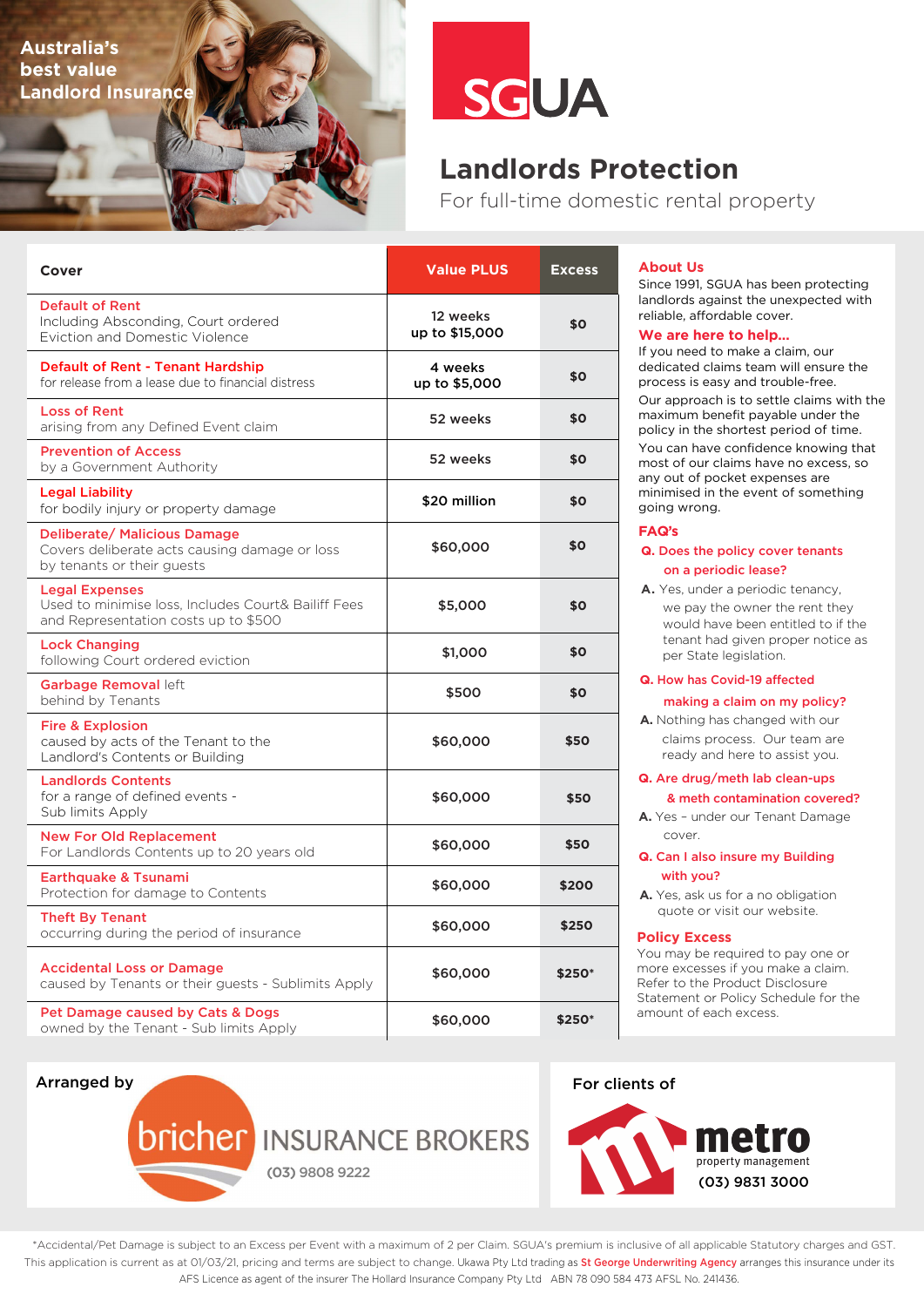Australia's best value Landlord Insurance

SGUA

# Landlords Protection

For full-time domestic rental property

| Cover | Value PLUS | Excess |
|---|---|---|
| **Default of Rent** Including Absconding, Court ordered Eviction and Domestic Violence | 12 weeks up to $15,000 | $0 |
| **Default of Rent - Tenant Hardship** for release from a lease due to financial distress | 4 weeks up to $5,000 | $0 |
| **Loss of Rent** arising from any Defined Event claim | 52 weeks | $0 |
| **Prevention of Access** by a Government Authority | 52 weeks | $0 |
| **Legal Liability** for bodily injury or property damage | $20 million | $0 |
| **Deliberate/ Malicious Damage** Covers deliberate acts causing damage or loss by tenants or their guests | $60,000 | $0 |
| **Legal Expenses** Used to minimise loss, Includes Court& Bailiff Fees and Representation costs up to $500 | $5,000 | $0 |
| **Lock Changing** following Court ordered eviction | $1,000 | $0 |
| **Garbage Removal** left behind by Tenants | $500 | $0 |
| **Fire & Explosion** caused by acts of the Tenant to the Landlord's Contents or Building | $60,000 | $50 |
| **Landlords Contents** for a range of defined events - Sub limits Apply | $60,000 | $50 |
| **New For Old Replacement** For Landlords Contents up to 20 years old | $60,000 | $50 |
| **Earthquake & Tsunami** Protection for damage to Contents | $60,000 | $200 |
| **Theft By Tenant** occurring during the period of insurance | $60,000 | $250 |
| **Accidental Loss or Damage** caused by Tenants or their guests - Sublimits Apply | $60,000 | $250* |
| **Pet Damage caused by Cats & Dogs** owned by the Tenant - Sub limits Apply | $60,000 | $250* |

## About Us

Since 1991, SGUA has been protecting landlords against the unexpected with reliable, affordable cover.

## We are here to help...

If you need to make a claim, our dedicated claims team will ensure the process is easy and trouble-free.

Our approach is to settle claims with the maximum benefit payable under the policy in the shortest period of time.

You can have confidence knowing that most of our claims have no excess, so any out of pocket expenses are minimised in the event of something going wrong.

## FAQ's

**Q. Does the policy cover tenants on a periodic lease?**

**A.** Yes, under a periodic tenancy, we pay the owner the rent they would have been entitled to if the tenant had given proper notice as per State legislation.

**Q. How has Covid-19 affected making a claim on my policy?**

**A.** Nothing has changed with our claims process. Our team are ready and here to assist you.

**Q. Are drug/meth lab clean-ups & meth contamination covered?**

**A.** Yes – under our Tenant Damage cover.

**Q. Can I also insure my Building with you?**

**A.** Yes, ask us for a no obligation quote or visit our website.

## Policy Excess

You may be required to pay one or more excesses if you make a claim. Refer to the Product Disclosure Statement or Policy Schedule for the amount of each excess.

Arranged by

bricher INSURANCE BROKERS (03) 9808 9222

For clients of

metro property management (03) 9831 3000

*Accidental/Pet Damage is subject to an Excess per Event with a maximum of 2 per Claim. SGUA's premium is inclusive of all applicable Statutory charges and GST. This application is current as at 01/03/21, pricing and terms are subject to change. Ukawa Pty Ltd trading as St George Underwriting Agency arranges this insurance under its AFS Licence as agent of the insurer The Hollard Insurance Company Pty Ltd ABN 78 090 584 473 AFSL No. 241436.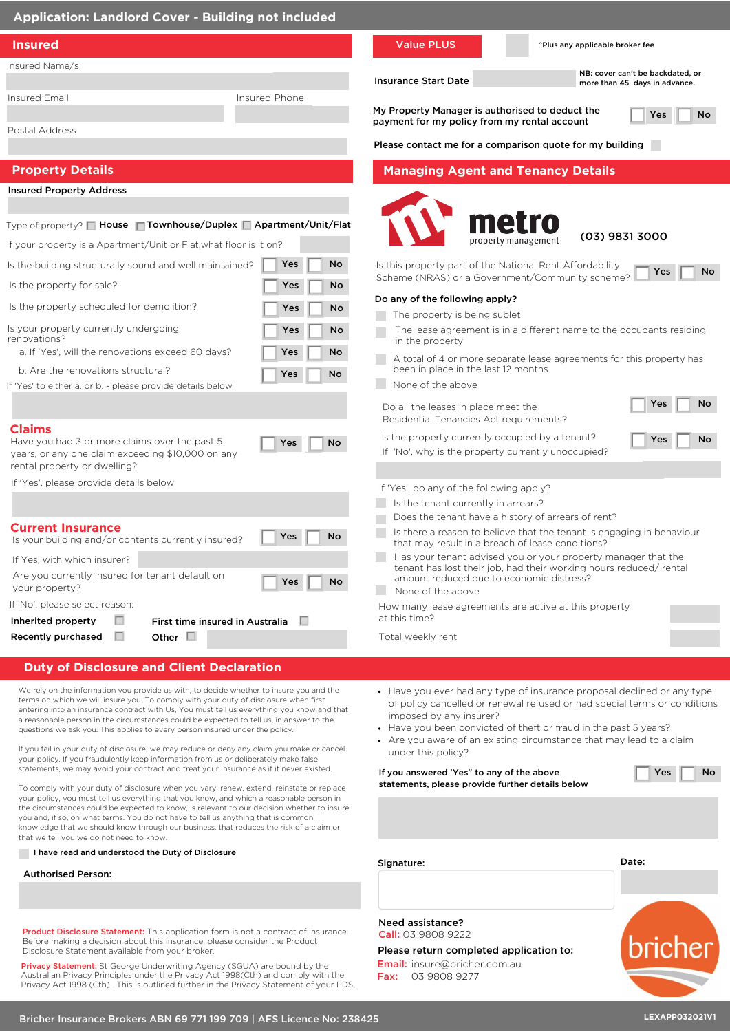# Application: Landlord Cover - Building not included

## Insured

Insured Name/s

Insured Email

Insured Phone

Postal Address

Value PLUS

^Plus any applicable broker fee

Insurance Start Date

NB: cover can't be backdated, or more than 45 days in advance.

My Property Manager is authorised to deduct the payment for my policy from my rental account — Yes / No

Please contact me for a comparison quote for my building

## Property Details

**Insured Property Address**

Type of property? House / Townhouse/Duplex / Apartment/Unit/Flat

If your property is a Apartment/Unit or Flat, what floor is it on?

| | | |
|---|---|---|
| Is the building structurally sound and well maintained? | Yes | No |
| Is the property for sale? | Yes | No |
| Is the property scheduled for demolition? | Yes | No |
| Is your property currently undergoing renovations? | Yes | No |
| a. If 'Yes', will the renovations exceed 60 days? | Yes | No |
| b. Are the renovations structural? | Yes | No |

If 'Yes' to either a. or b. - please provide details below

### Claims

Have you had 3 or more claims over the past 5 years, or any one claim exceeding $10,000 on any rental property or dwelling? — Yes / No

If 'Yes', please provide details below

### Current Insurance

Is your building and/or contents currently insured? — Yes / No

If Yes, with which insurer?

Are you currently insured for tenant default on your property? — Yes / No

If 'No', please select reason:

- Inherited property
- First time insured in Australia
- Recently purchased
- Other

## Managing Agent and Tenancy Details

metro property management (03) 9831 3000

Is this property part of the National Rent Affordability Scheme (NRAS) or a Government/Community scheme? — Yes / No

**Do any of the following apply?**

- The property is being sublet
- The lease agreement is in a different name to the occupants residing in the property
- A total of 4 or more separate lease agreements for this property has been in place in the last 12 months
- None of the above

Do all the leases in place meet the Residential Tenancies Act requirements? — Yes / No

Is the property currently occupied by a tenant? — Yes / No

If 'No', why is the property currently unoccupied?

If 'Yes', do any of the following apply?

- Is the tenant currently in arrears?
- Does the tenant have a history of arrears of rent?
- Is there a reason to believe that the tenant is engaging in behaviour that may result in a breach of lease conditions?
- Has your tenant advised you or your property manager that the tenant has lost their job, had their working hours reduced/ rental amount reduced due to economic distress?
- None of the above

How many lease agreements are active at this property at this time?

Total weekly rent

## Duty of Disclosure and Client Declaration

We rely on the information you provide us with, to decide whether to insure you and the terms on which we will insure you. To comply with your duty of disclosure when first entering into an insurance contract with Us, You must tell us everything you know and that a reasonable person in the circumstances could be expected to tell us, in answer to the questions we ask you. This applies to every person insured under the policy.

If you fail in your duty of disclosure, we may reduce or deny any claim you make or cancel your policy. If you fraudulently keep information from us or deliberately make false statements, we may avoid your contract and treat your insurance as if it never existed.

To comply with your duty of disclosure when you vary, renew, extend, reinstate or replace your policy, you must tell us everything that you know, and which a reasonable person in the circumstances could be expected to know, is relevant to our decision whether to insure you and, if so, on what terms. You do not have to tell us anything that is common knowledge that we should know through our business, that reduces the risk of a claim or that we tell you we do not need to know.

I have read and understood the Duty of Disclosure

Authorised Person:

- Have you ever had any type of insurance proposal declined or any type of policy cancelled or renewal refused or had special terms or conditions imposed by any insurer?
- Have you been convicted of theft or fraud in the past 5 years?
- Are you aware of an existing circumstance that may lead to a claim under this policy?

**If you answered 'Yes" to any of the above statements, please provide further details below** — Yes / No

Signature:

Date:

**Product Disclosure Statement:** This application form is not a contract of insurance. Before making a decision about this insurance, please consider the Product Disclosure Statement available from your broker.

**Privacy Statement:** St George Underwriting Agency (SGUA) are bound by the Australian Privacy Principles under the Privacy Act 1998(Cth) and comply with the Privacy Act 1998 (Cth). This is outlined further in the Privacy Statement of your PDS.

**Need assistance?**
Call: 03 9808 9222

**Please return completed application to:**
Email: insure@bricher.com.au
Fax: 03 9808 9277

bricher

Bricher Insurance Brokers ABN 69 771 199 709 | AFS Licence No: 238425

LEXAPP03202IV1